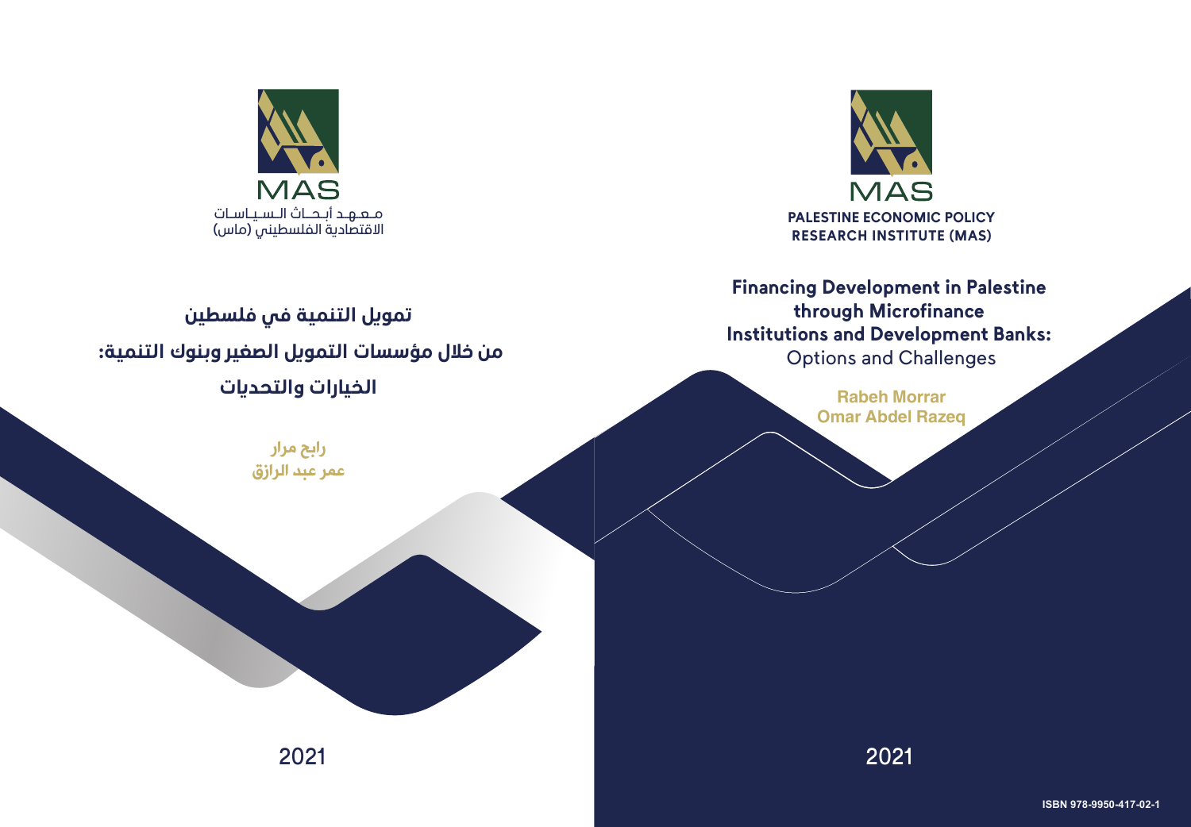MAS

PALESTINE ECONOMIC POLICY RESEARCH INSTITUTE (MAS)

# Financing Development in Palestine through Microfinance Institutions and Development Banks:
## Options and Challenges

**Rabeh Morrar**
**Omar Abdel Razeq**

2021

ISBN 978-9950-417-02-1

MAS

معهد أبحاث السياسات الاقتصادية الفلسطيني (ماس)

# تمويل التنمية في فلسطين من خلال مؤسسات التمويل الصغير وبنوك التنمية: الخيارات والتحديات

**رابح مرار**
**عمر عبد الرازق**

2021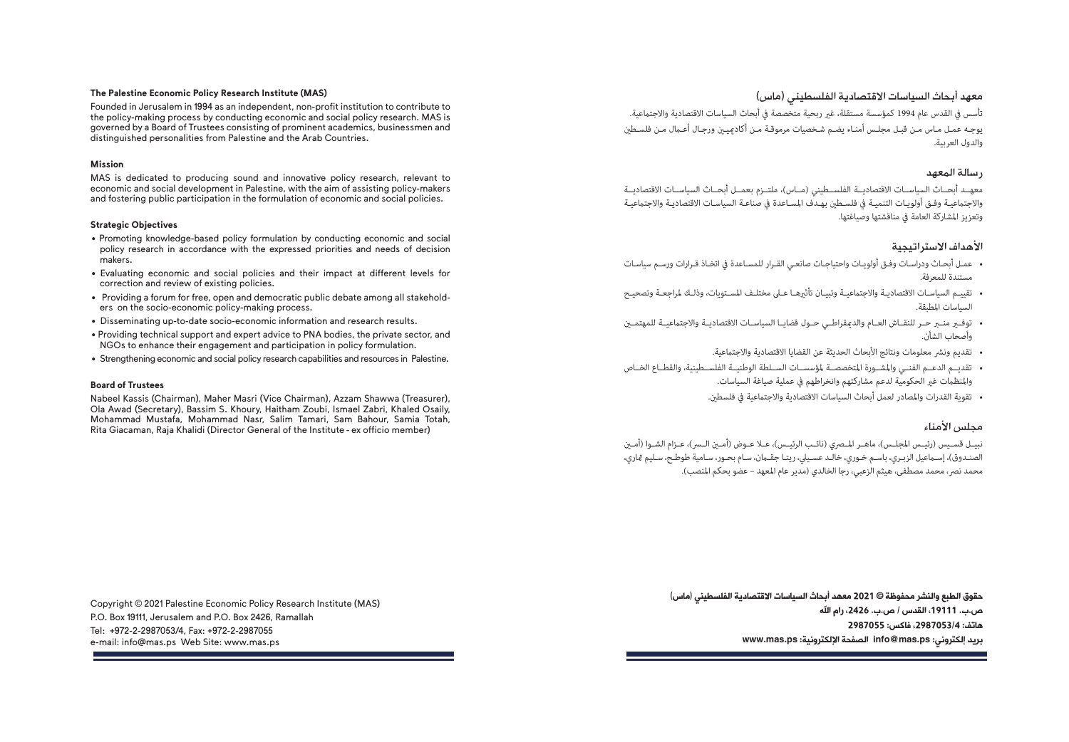### The Palestine Economic Policy Research Institute (MAS)

Founded in Jerusalem in 1994 as an independent, non-profit institution to contribute to the policy-making process by conducting economic and social policy research. MAS is governed by a Board of Trustees consisting of prominent academics, businessmen and distinguished personalities from Palestine and the Arab Countries.

#### Mission

MAS is dedicated to producing sound and innovative policy research, relevant to economic and social development in Palestine, with the aim of assisting policy-makers and fostering public participation in the formulation of economic and social policies.

#### Strategic Objectives

- Promoting knowledge-based policy formulation by conducting economic and social policy research in accordance with the expressed priorities and needs of decision makers.
- Evaluating economic and social policies and their impact at different levels for correction and review of existing policies.
- Providing a forum for free, open and democratic public debate among all stakeholders on the socio-economic policy-making process.
- Disseminating up-to-date socio-economic information and research results.
- Providing technical support and expert advice to PNA bodies, the private sector, and NGOs to enhance their engagement and participation in policy formulation.
- Strengthening economic and social policy research capabilities and resources in Palestine.

#### Board of Trustees

Nabeel Kassis (Chairman), Maher Masri (Vice Chairman), Azzam Shawwa (Treasurer), Ola Awad (Secretary), Bassim S. Khoury, Haitham Zoubi, Ismael Zabri, Khaled Osaily, Mohammad Mustafa, Mohammad Nasr, Salim Tamari, Sam Bahour, Samia Totah, Rita Giacaman, Raja Khalidi (Director General of the Institute - ex officio member)

Copyright © 2021 Palestine Economic Policy Research Institute (MAS)
P.O. Box 19111, Jerusalem and P.O. Box 2426, Ramallah
Tel: +972-2-2987053/4, Fax: +972-2-2987055
e-mail: info@mas.ps Web Site: www.mas.ps

### معهد أبحاث السياسات الاقتصادية الفلسطيني (ماس)

تأسس في القدس عام 1994 كمؤسسة مستقلة، غير ربحية متخصصة في أبحاث السياسات الاقتصادية والاجتماعية. يوجه عمل ماس من قبل مجلس أمناء يضم شخصيات مرموقة من أكاديميين ورجال أعمال من فلسطين والدول العربية.

#### رسالة المعهد

معهد أبحاث السياسات الاقتصادية الفلسطيني (ماس)، ملتزم بعمل أبحاث السياسات الاقتصادية والاجتماعية وفق أولويات التنمية في فلسطين بهدف المساعدة في صناعة السياسات الاقتصادية والاجتماعية وتعزيز المشاركة العامة في مناقشتها وصياغتها.

#### الأهداف الاستراتيجية

- عمل أبحاث ودراسات وفق أولويات واحتياجات صانعي القرار للمساعدة في اتخاذ قرارات ورسم سياسات مستندة للمعرفة.
- تقييم السياسات الاقتصادية والاجتماعية وتبيان تأثيرها على مختلف المستويات، وذلك لمراجعة وتصحيح السياسات المطبقة.
- توفير منبر حر للنقاش العام والديمقراطي حول قضايا السياسات الاقتصادية والاجتماعية للمهتمين وأصحاب الشأن.
- تقديم ونشر معلومات ونتائج الأبحاث الحديثة عن القضايا الاقتصادية والاجتماعية.
- تقديم الدعم الفني والمشورة المتخصصة لمؤسسات السلطة الوطنية الفلسطينية، والقطاع الخاص والمنظمات غير الحكومية لدعم مشاركتهم وانخراطهم في عملية صياغة السياسات.
- تقوية القدرات والمصادر لعمل أبحاث السياسات الاقتصادية والاجتماعية في فلسطين.

#### مجلس الأمناء

نبيل قسيس (رئيس المجلس)، ماهر المصري (نائب الرئيس)، علا عوض (أمين السر)، عزام الشوا (أمين الصندوق)، إسماعيل الزبري، باسم خوري، خالد عسيلي، ريتا جقمان، سام بحور، سامية طوطح، سليم تماري، محمد نصر، محمد مصطفى، هيثم الزعبي، رجا الخالدي (مدير عام المعهد - عضو بحكم المنصب).

**حقوق الطبع والنشر محفوظة © 2021 معهد أبحاث السياسات الاقتصادية الفلسطيني (ماس)**
**ص.ب. 19111، القدس / ص.ب. 2426، رام الله**
**هاتف: 2987053/4، فاكس: 2987055**
**بريد إلكتروني: info@mas.ps الصفحة الإلكترونية: www.mas.ps**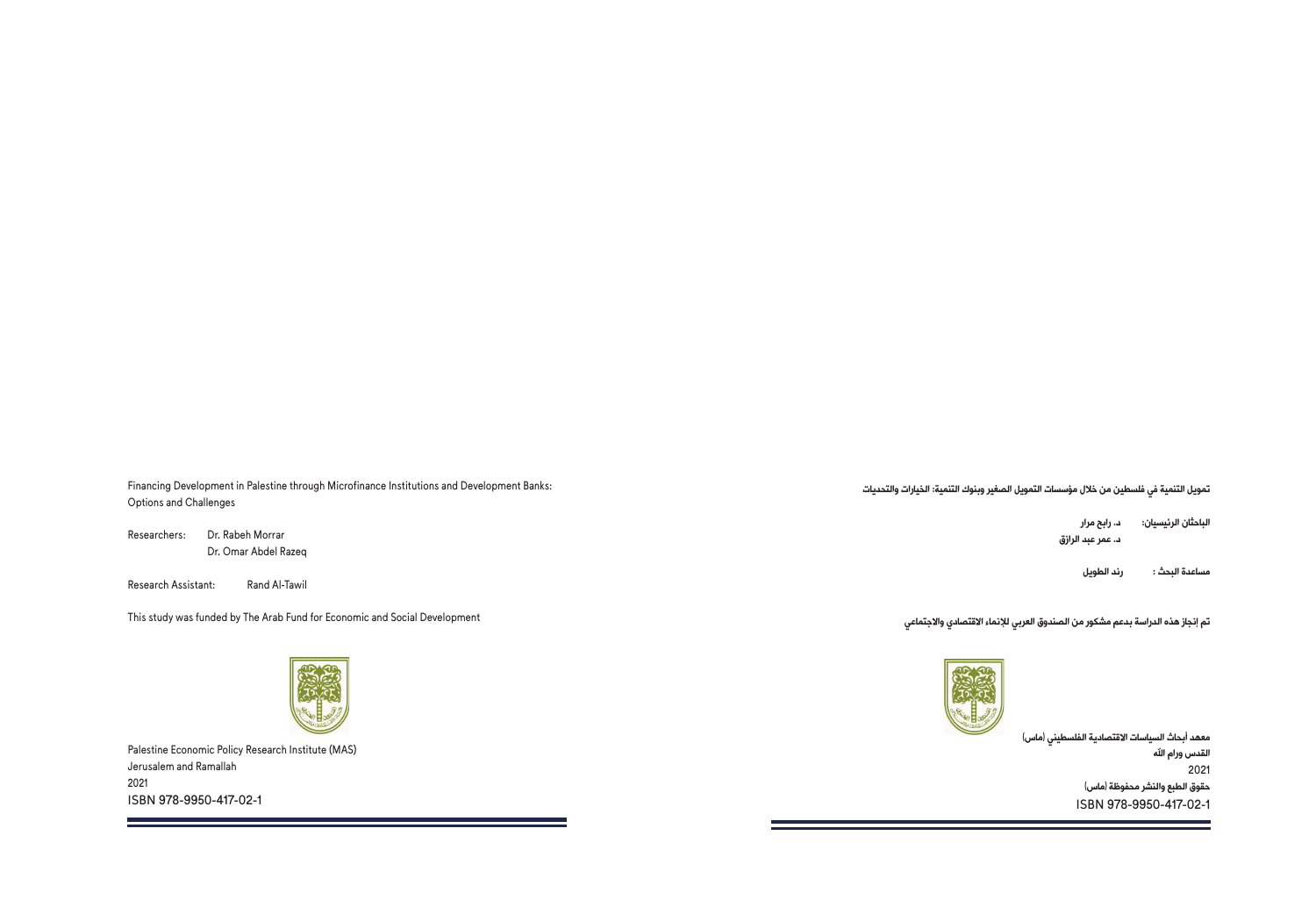Financing Development in Palestine through Microfinance Institutions and Development Banks: Options and Challenges

Researchers: Dr. Rabeh Morrar
Dr. Omar Abdel Razeq

Research Assistant: Rand Al-Tawil

This study was funded by The Arab Fund for Economic and Social Development

Palestine Economic Policy Research Institute (MAS)
Jerusalem and Ramallah
2021
ISBN 978-9950-417-02-1

تمويل التنمية في فلسطين من خلال مؤسسات التمويل الصغير وبنوك التنمية: الخيارات والتحديات

الباحثان الرئيسيان: د. رابح مرار
د. عمر عبد الرازق

مساعدة البحث: رند الطويل

تم إنجاز هذه الدراسة بدعم مشكور من الصندوق العربي للإنماء الاقتصادي والاجتماعي

معهد أبحاث السياسات الاقتصادية الفلسطيني (ماس)
القدس ورام الله
2021
حقوق الطبع والنشر محفوظة (ماس)
ISBN 978-9950-417-02-1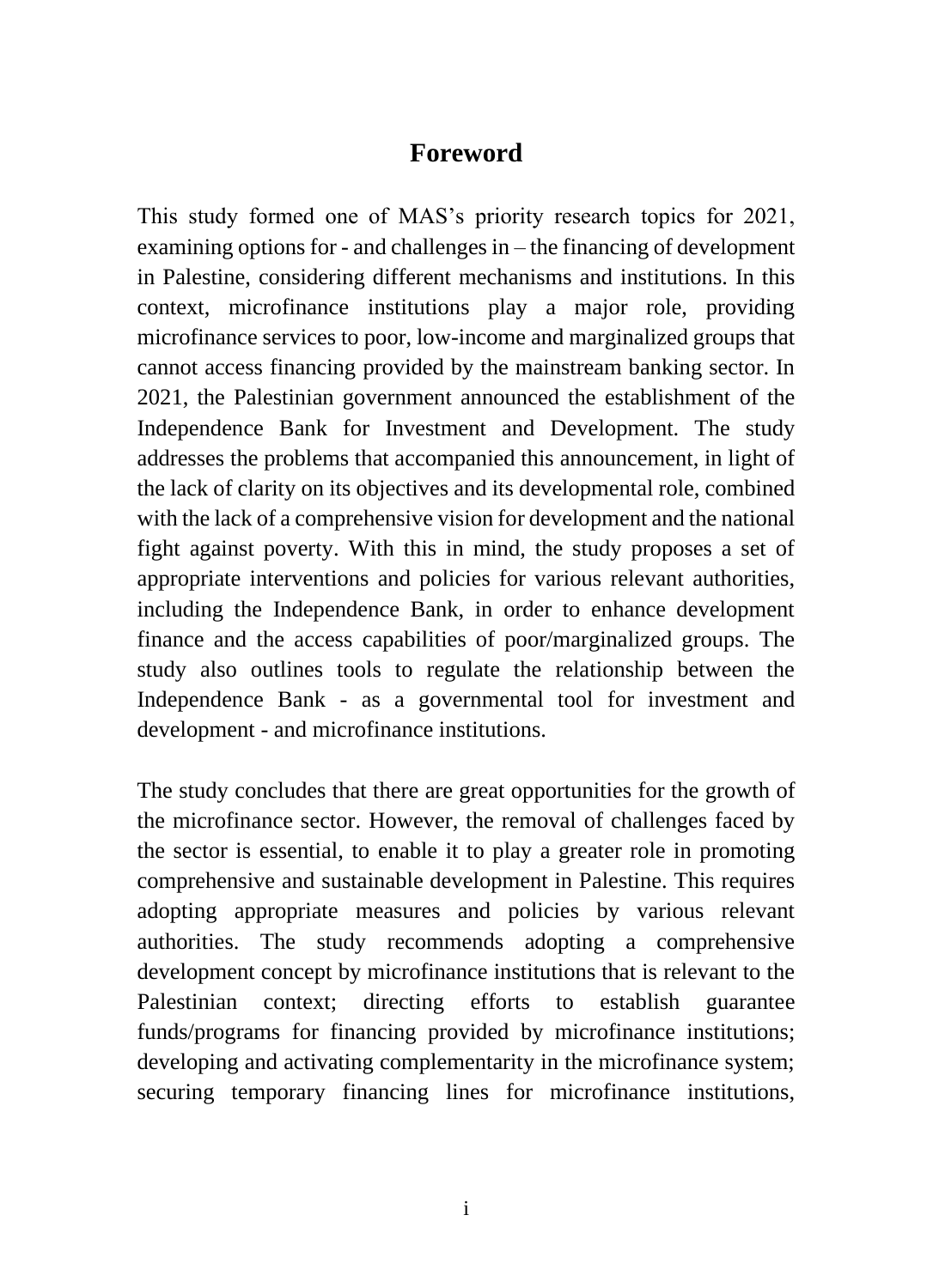## Foreword

This study formed one of MAS's priority research topics for 2021, examining options for - and challenges in – the financing of development in Palestine, considering different mechanisms and institutions. In this context, microfinance institutions play a major role, providing microfinance services to poor, low-income and marginalized groups that cannot access financing provided by the mainstream banking sector. In 2021, the Palestinian government announced the establishment of the Independence Bank for Investment and Development. The study addresses the problems that accompanied this announcement, in light of the lack of clarity on its objectives and its developmental role, combined with the lack of a comprehensive vision for development and the national fight against poverty. With this in mind, the study proposes a set of appropriate interventions and policies for various relevant authorities, including the Independence Bank, in order to enhance development finance and the access capabilities of poor/marginalized groups. The study also outlines tools to regulate the relationship between the Independence Bank - as a governmental tool for investment and development - and microfinance institutions.

The study concludes that there are great opportunities for the growth of the microfinance sector. However, the removal of challenges faced by the sector is essential, to enable it to play a greater role in promoting comprehensive and sustainable development in Palestine. This requires adopting appropriate measures and policies by various relevant authorities. The study recommends adopting a comprehensive development concept by microfinance institutions that is relevant to the Palestinian context; directing efforts to establish guarantee funds/programs for financing provided by microfinance institutions; developing and activating complementarity in the microfinance system; securing temporary financing lines for microfinance institutions,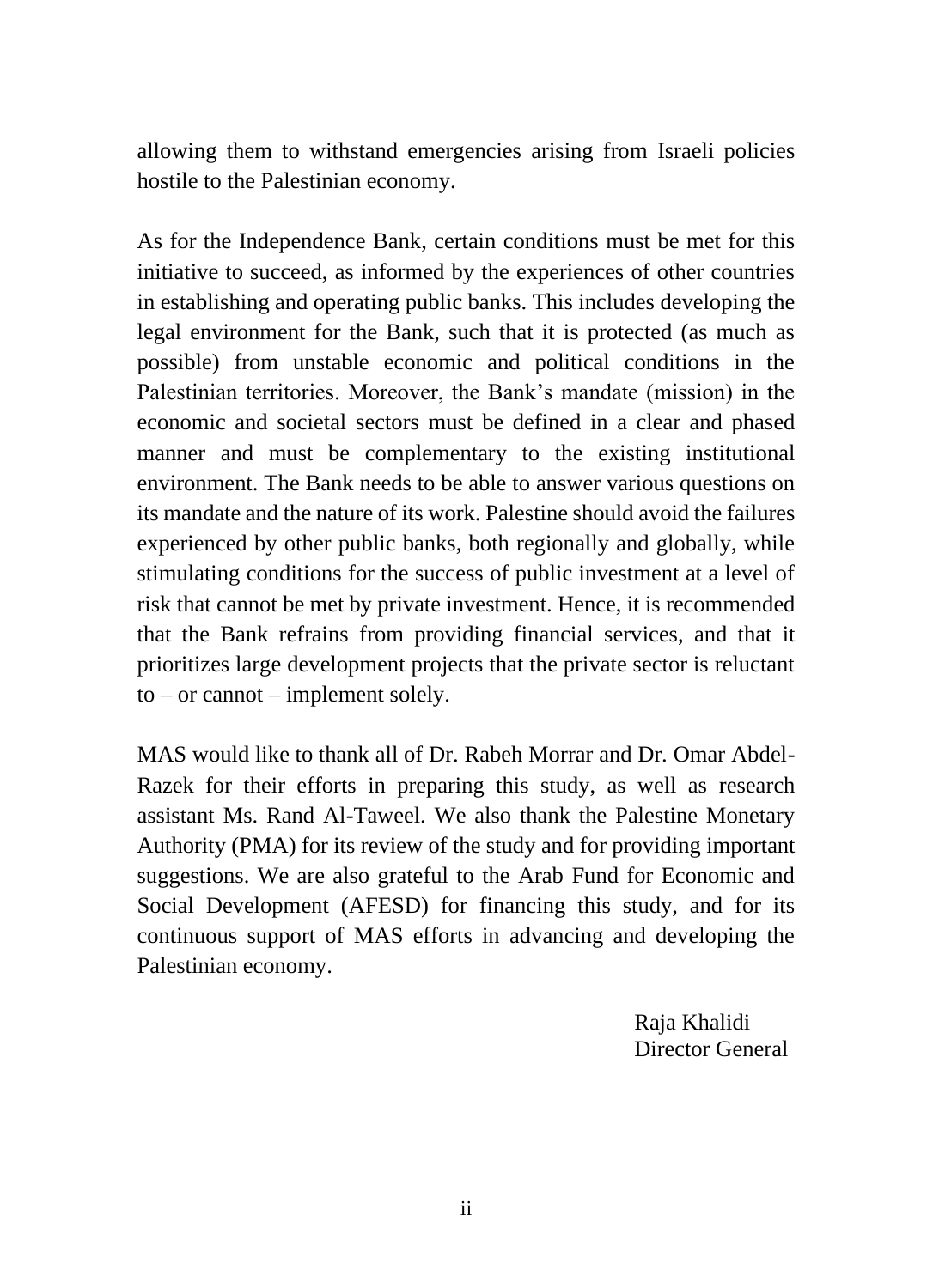allowing them to withstand emergencies arising from Israeli policies hostile to the Palestinian economy.

As for the Independence Bank, certain conditions must be met for this initiative to succeed, as informed by the experiences of other countries in establishing and operating public banks. This includes developing the legal environment for the Bank, such that it is protected (as much as possible) from unstable economic and political conditions in the Palestinian territories. Moreover, the Bank's mandate (mission) in the economic and societal sectors must be defined in a clear and phased manner and must be complementary to the existing institutional environment. The Bank needs to be able to answer various questions on its mandate and the nature of its work. Palestine should avoid the failures experienced by other public banks, both regionally and globally, while stimulating conditions for the success of public investment at a level of risk that cannot be met by private investment. Hence, it is recommended that the Bank refrains from providing financial services, and that it prioritizes large development projects that the private sector is reluctant to – or cannot – implement solely.

MAS would like to thank all of Dr. Rabeh Morrar and Dr. Omar Abdel-Razek for their efforts in preparing this study, as well as research assistant Ms. Rand Al-Taweel. We also thank the Palestine Monetary Authority (PMA) for its review of the study and for providing important suggestions. We are also grateful to the Arab Fund for Economic and Social Development (AFESD) for financing this study, and for its continuous support of MAS efforts in advancing and developing the Palestinian economy.

Raja Khalidi
Director General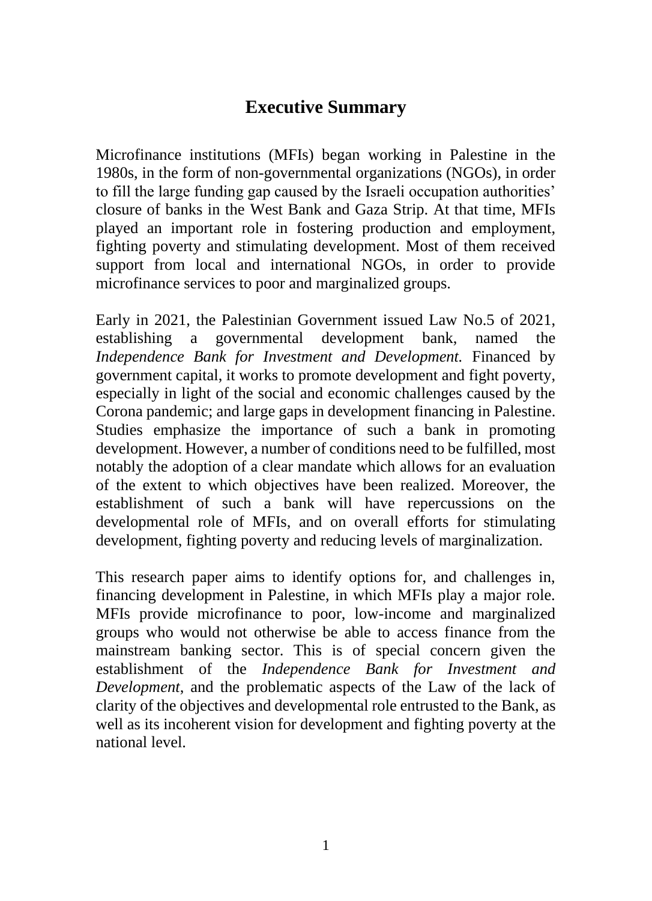# Executive Summary

Microfinance institutions (MFIs) began working in Palestine in the 1980s, in the form of non-governmental organizations (NGOs), in order to fill the large funding gap caused by the Israeli occupation authorities' closure of banks in the West Bank and Gaza Strip. At that time, MFIs played an important role in fostering production and employment, fighting poverty and stimulating development. Most of them received support from local and international NGOs, in order to provide microfinance services to poor and marginalized groups.

Early in 2021, the Palestinian Government issued Law No.5 of 2021, establishing a governmental development bank, named the *Independence Bank for Investment and Development.* Financed by government capital, it works to promote development and fight poverty, especially in light of the social and economic challenges caused by the Corona pandemic; and large gaps in development financing in Palestine. Studies emphasize the importance of such a bank in promoting development. However, a number of conditions need to be fulfilled, most notably the adoption of a clear mandate which allows for an evaluation of the extent to which objectives have been realized. Moreover, the establishment of such a bank will have repercussions on the developmental role of MFIs, and on overall efforts for stimulating development, fighting poverty and reducing levels of marginalization.

This research paper aims to identify options for, and challenges in, financing development in Palestine, in which MFIs play a major role. MFIs provide microfinance to poor, low-income and marginalized groups who would not otherwise be able to access finance from the mainstream banking sector. This is of special concern given the establishment of the *Independence Bank for Investment and Development*, and the problematic aspects of the Law of the lack of clarity of the objectives and developmental role entrusted to the Bank, as well as its incoherent vision for development and fighting poverty at the national level.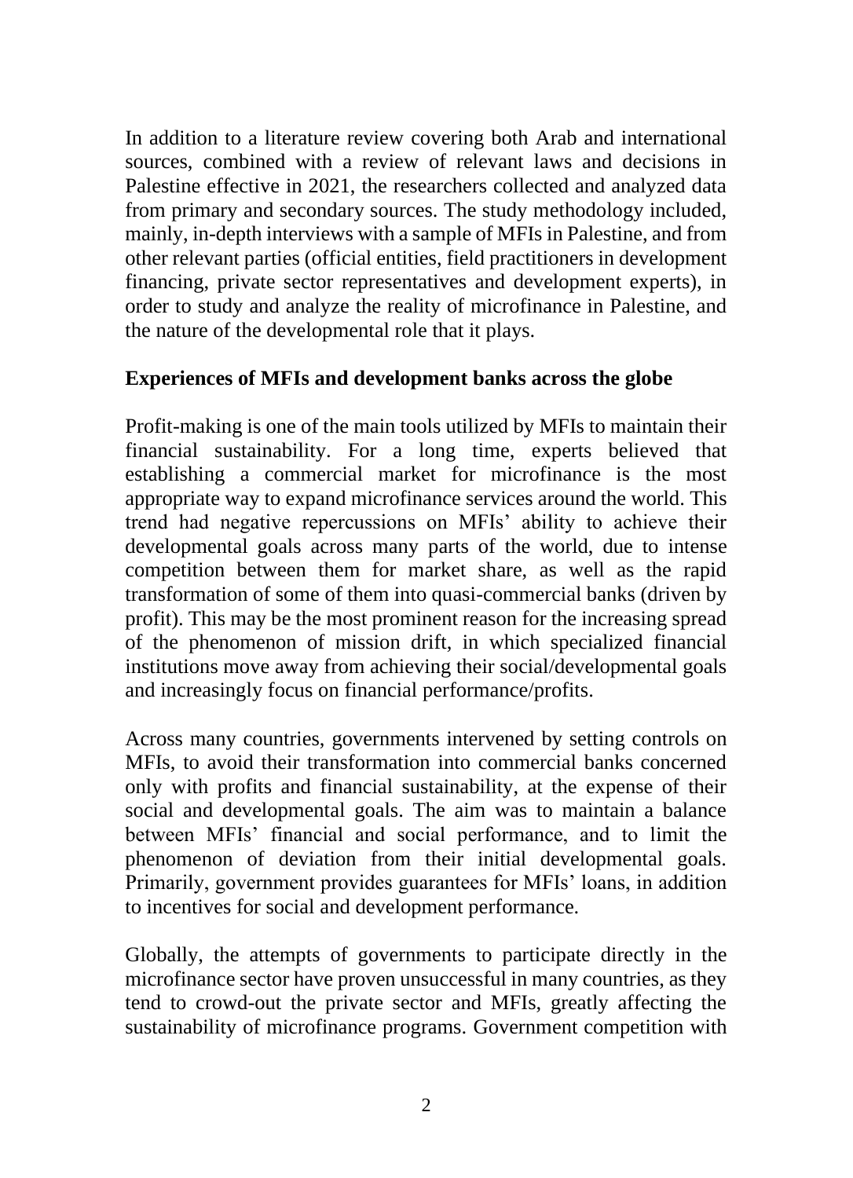In addition to a literature review covering both Arab and international sources, combined with a review of relevant laws and decisions in Palestine effective in 2021, the researchers collected and analyzed data from primary and secondary sources. The study methodology included, mainly, in-depth interviews with a sample of MFIs in Palestine, and from other relevant parties (official entities, field practitioners in development financing, private sector representatives and development experts), in order to study and analyze the reality of microfinance in Palestine, and the nature of the developmental role that it plays.

## Experiences of MFIs and development banks across the globe

Profit-making is one of the main tools utilized by MFIs to maintain their financial sustainability. For a long time, experts believed that establishing a commercial market for microfinance is the most appropriate way to expand microfinance services around the world. This trend had negative repercussions on MFIs' ability to achieve their developmental goals across many parts of the world, due to intense competition between them for market share, as well as the rapid transformation of some of them into quasi-commercial banks (driven by profit). This may be the most prominent reason for the increasing spread of the phenomenon of mission drift, in which specialized financial institutions move away from achieving their social/developmental goals and increasingly focus on financial performance/profits.

Across many countries, governments intervened by setting controls on MFIs, to avoid their transformation into commercial banks concerned only with profits and financial sustainability, at the expense of their social and developmental goals. The aim was to maintain a balance between MFIs' financial and social performance, and to limit the phenomenon of deviation from their initial developmental goals. Primarily, government provides guarantees for MFIs' loans, in addition to incentives for social and development performance.

Globally, the attempts of governments to participate directly in the microfinance sector have proven unsuccessful in many countries, as they tend to crowd-out the private sector and MFIs, greatly affecting the sustainability of microfinance programs. Government competition with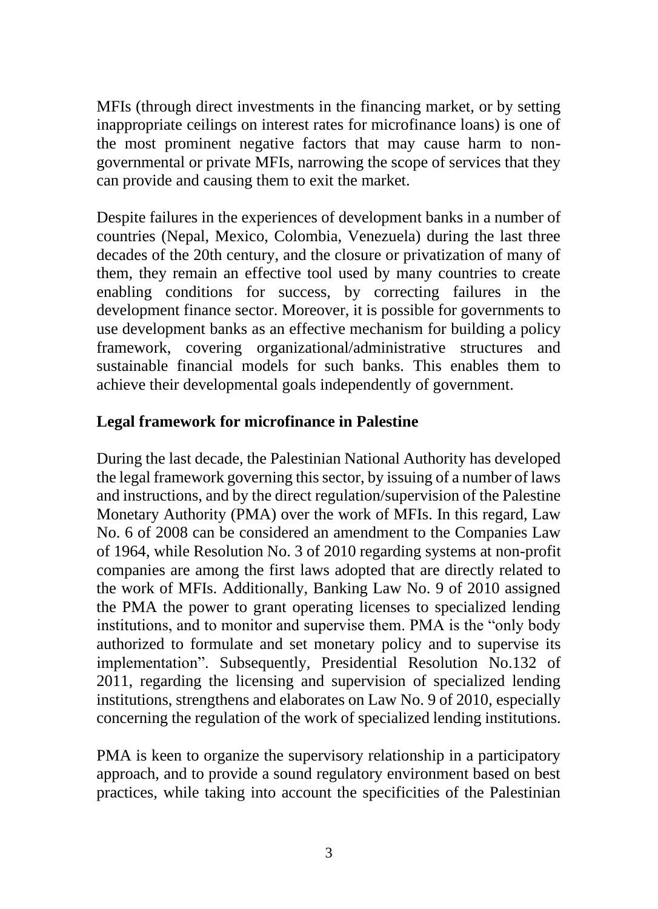MFIs (through direct investments in the financing market, or by setting inappropriate ceilings on interest rates for microfinance loans) is one of the most prominent negative factors that may cause harm to non-governmental or private MFIs, narrowing the scope of services that they can provide and causing them to exit the market.

Despite failures in the experiences of development banks in a number of countries (Nepal, Mexico, Colombia, Venezuela) during the last three decades of the 20th century, and the closure or privatization of many of them, they remain an effective tool used by many countries to create enabling conditions for success, by correcting failures in the development finance sector. Moreover, it is possible for governments to use development banks as an effective mechanism for building a policy framework, covering organizational/administrative structures and sustainable financial models for such banks. This enables them to achieve their developmental goals independently of government.

**Legal framework for microfinance in Palestine**

During the last decade, the Palestinian National Authority has developed the legal framework governing this sector, by issuing of a number of laws and instructions, and by the direct regulation/supervision of the Palestine Monetary Authority (PMA) over the work of MFIs. In this regard, Law No. 6 of 2008 can be considered an amendment to the Companies Law of 1964, while Resolution No. 3 of 2010 regarding systems at non-profit companies are among the first laws adopted that are directly related to the work of MFIs. Additionally, Banking Law No. 9 of 2010 assigned the PMA the power to grant operating licenses to specialized lending institutions, and to monitor and supervise them. PMA is the "only body authorized to formulate and set monetary policy and to supervise its implementation". Subsequently, Presidential Resolution No.132 of 2011, regarding the licensing and supervision of specialized lending institutions, strengthens and elaborates on Law No. 9 of 2010, especially concerning the regulation of the work of specialized lending institutions.

PMA is keen to organize the supervisory relationship in a participatory approach, and to provide a sound regulatory environment based on best practices, while taking into account the specificities of the Palestinian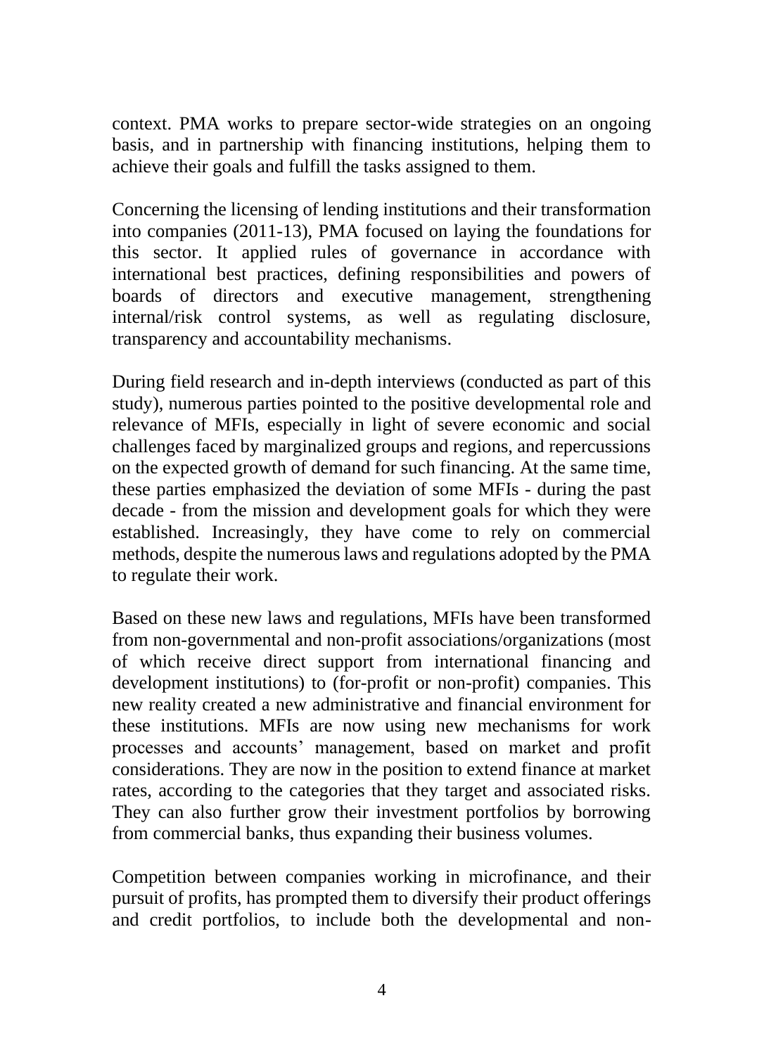context. PMA works to prepare sector-wide strategies on an ongoing basis, and in partnership with financing institutions, helping them to achieve their goals and fulfill the tasks assigned to them.

Concerning the licensing of lending institutions and their transformation into companies (2011-13), PMA focused on laying the foundations for this sector. It applied rules of governance in accordance with international best practices, defining responsibilities and powers of boards of directors and executive management, strengthening internal/risk control systems, as well as regulating disclosure, transparency and accountability mechanisms.

During field research and in-depth interviews (conducted as part of this study), numerous parties pointed to the positive developmental role and relevance of MFIs, especially in light of severe economic and social challenges faced by marginalized groups and regions, and repercussions on the expected growth of demand for such financing. At the same time, these parties emphasized the deviation of some MFIs - during the past decade - from the mission and development goals for which they were established. Increasingly, they have come to rely on commercial methods, despite the numerous laws and regulations adopted by the PMA to regulate their work.

Based on these new laws and regulations, MFIs have been transformed from non-governmental and non-profit associations/organizations (most of which receive direct support from international financing and development institutions) to (for-profit or non-profit) companies. This new reality created a new administrative and financial environment for these institutions. MFIs are now using new mechanisms for work processes and accounts' management, based on market and profit considerations. They are now in the position to extend finance at market rates, according to the categories that they target and associated risks. They can also further grow their investment portfolios by borrowing from commercial banks, thus expanding their business volumes.

Competition between companies working in microfinance, and their pursuit of profits, has prompted them to diversify their product offerings and credit portfolios, to include both the developmental and non-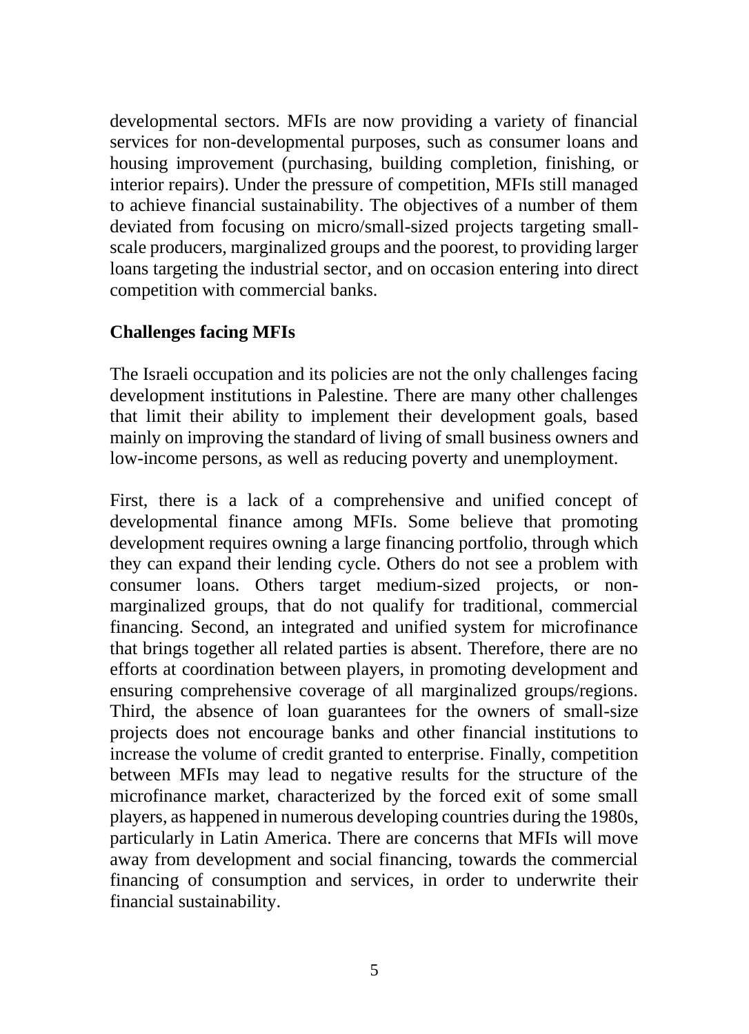developmental sectors. MFIs are now providing a variety of financial services for non-developmental purposes, such as consumer loans and housing improvement (purchasing, building completion, finishing, or interior repairs). Under the pressure of competition, MFIs still managed to achieve financial sustainability. The objectives of a number of them deviated from focusing on micro/small-sized projects targeting small-scale producers, marginalized groups and the poorest, to providing larger loans targeting the industrial sector, and on occasion entering into direct competition with commercial banks.

**Challenges facing MFIs**

The Israeli occupation and its policies are not the only challenges facing development institutions in Palestine. There are many other challenges that limit their ability to implement their development goals, based mainly on improving the standard of living of small business owners and low-income persons, as well as reducing poverty and unemployment.

First, there is a lack of a comprehensive and unified concept of developmental finance among MFIs. Some believe that promoting development requires owning a large financing portfolio, through which they can expand their lending cycle. Others do not see a problem with consumer loans. Others target medium-sized projects, or non-marginalized groups, that do not qualify for traditional, commercial financing. Second, an integrated and unified system for microfinance that brings together all related parties is absent. Therefore, there are no efforts at coordination between players, in promoting development and ensuring comprehensive coverage of all marginalized groups/regions. Third, the absence of loan guarantees for the owners of small-size projects does not encourage banks and other financial institutions to increase the volume of credit granted to enterprise. Finally, competition between MFIs may lead to negative results for the structure of the microfinance market, characterized by the forced exit of some small players, as happened in numerous developing countries during the 1980s, particularly in Latin America. There are concerns that MFIs will move away from development and social financing, towards the commercial financing of consumption and services, in order to underwrite their financial sustainability.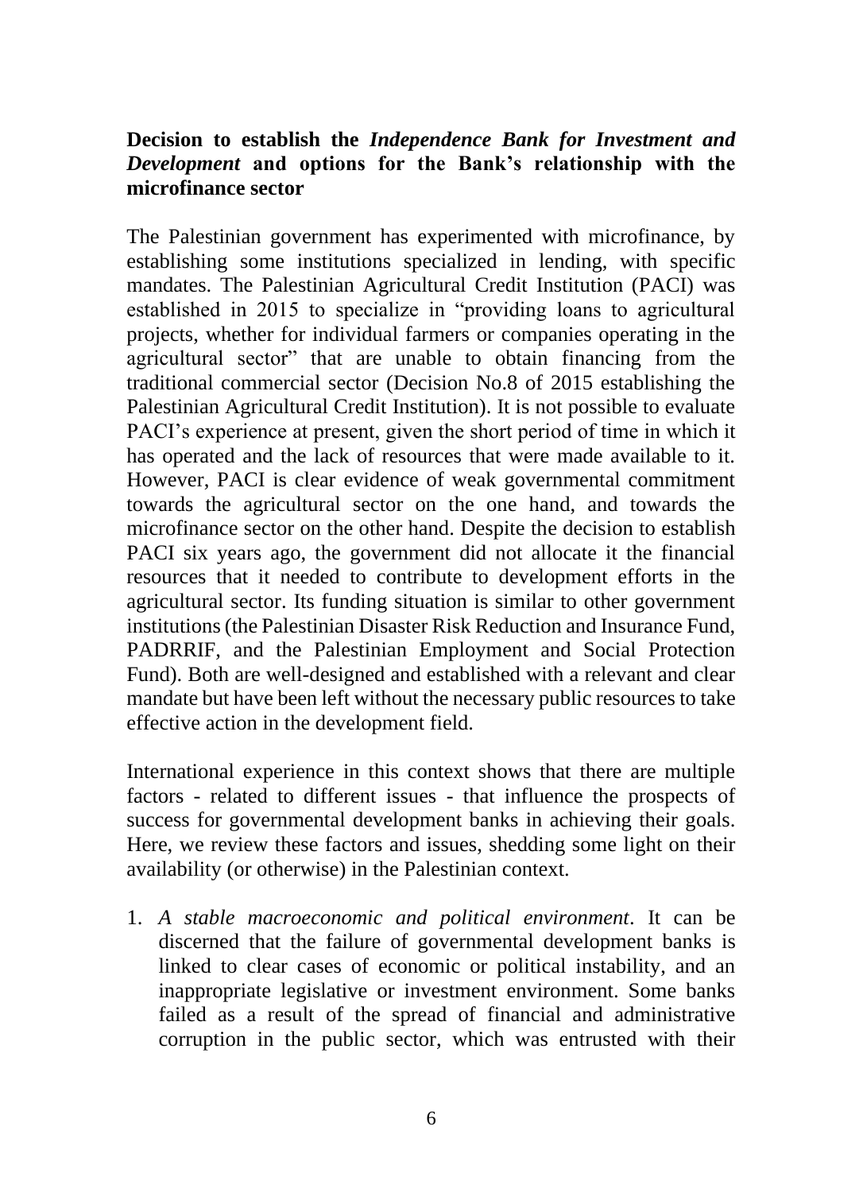## Decision to establish the *Independence Bank for Investment and Development* and options for the Bank's relationship with the microfinance sector

The Palestinian government has experimented with microfinance, by establishing some institutions specialized in lending, with specific mandates. The Palestinian Agricultural Credit Institution (PACI) was established in 2015 to specialize in "providing loans to agricultural projects, whether for individual farmers or companies operating in the agricultural sector" that are unable to obtain financing from the traditional commercial sector (Decision No.8 of 2015 establishing the Palestinian Agricultural Credit Institution). It is not possible to evaluate PACI's experience at present, given the short period of time in which it has operated and the lack of resources that were made available to it. However, PACI is clear evidence of weak governmental commitment towards the agricultural sector on the one hand, and towards the microfinance sector on the other hand. Despite the decision to establish PACI six years ago, the government did not allocate it the financial resources that it needed to contribute to development efforts in the agricultural sector. Its funding situation is similar to other government institutions (the Palestinian Disaster Risk Reduction and Insurance Fund, PADRRIF, and the Palestinian Employment and Social Protection Fund). Both are well-designed and established with a relevant and clear mandate but have been left without the necessary public resources to take effective action in the development field.

International experience in this context shows that there are multiple factors - related to different issues - that influence the prospects of success for governmental development banks in achieving their goals. Here, we review these factors and issues, shedding some light on their availability (or otherwise) in the Palestinian context.

1. *A stable macroeconomic and political environment*. It can be discerned that the failure of governmental development banks is linked to clear cases of economic or political instability, and an inappropriate legislative or investment environment. Some banks failed as a result of the spread of financial and administrative corruption in the public sector, which was entrusted with their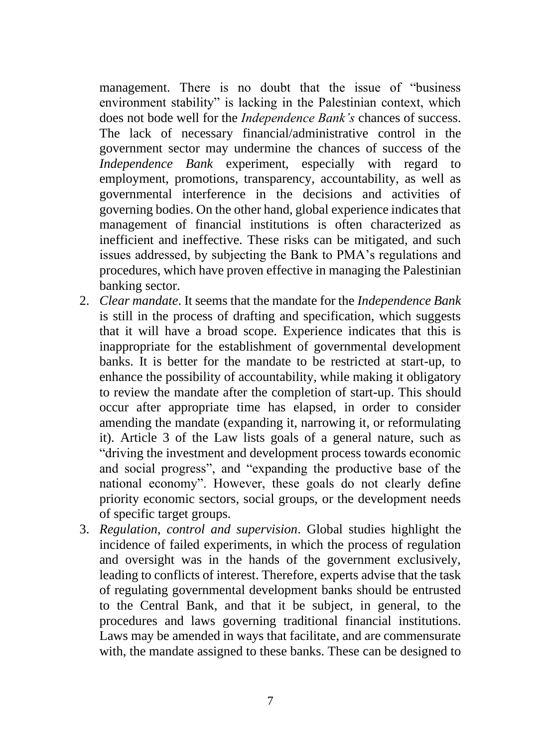management. There is no doubt that the issue of "business environment stability" is lacking in the Palestinian context, which does not bode well for the *Independence Bank's* chances of success. The lack of necessary financial/administrative control in the government sector may undermine the chances of success of the *Independence Bank* experiment, especially with regard to employment, promotions, transparency, accountability, as well as governmental interference in the decisions and activities of governing bodies. On the other hand, global experience indicates that management of financial institutions is often characterized as inefficient and ineffective. These risks can be mitigated, and such issues addressed, by subjecting the Bank to PMA's regulations and procedures, which have proven effective in managing the Palestinian banking sector.

2. *Clear mandate*. It seems that the mandate for the *Independence Bank* is still in the process of drafting and specification, which suggests that it will have a broad scope. Experience indicates that this is inappropriate for the establishment of governmental development banks. It is better for the mandate to be restricted at start-up, to enhance the possibility of accountability, while making it obligatory to review the mandate after the completion of start-up. This should occur after appropriate time has elapsed, in order to consider amending the mandate (expanding it, narrowing it, or reformulating it). Article 3 of the Law lists goals of a general nature, such as "driving the investment and development process towards economic and social progress", and "expanding the productive base of the national economy". However, these goals do not clearly define priority economic sectors, social groups, or the development needs of specific target groups.
3. *Regulation, control and supervision*. Global studies highlight the incidence of failed experiments, in which the process of regulation and oversight was in the hands of the government exclusively, leading to conflicts of interest. Therefore, experts advise that the task of regulating governmental development banks should be entrusted to the Central Bank, and that it be subject, in general, to the procedures and laws governing traditional financial institutions. Laws may be amended in ways that facilitate, and are commensurate with, the mandate assigned to these banks. These can be designed to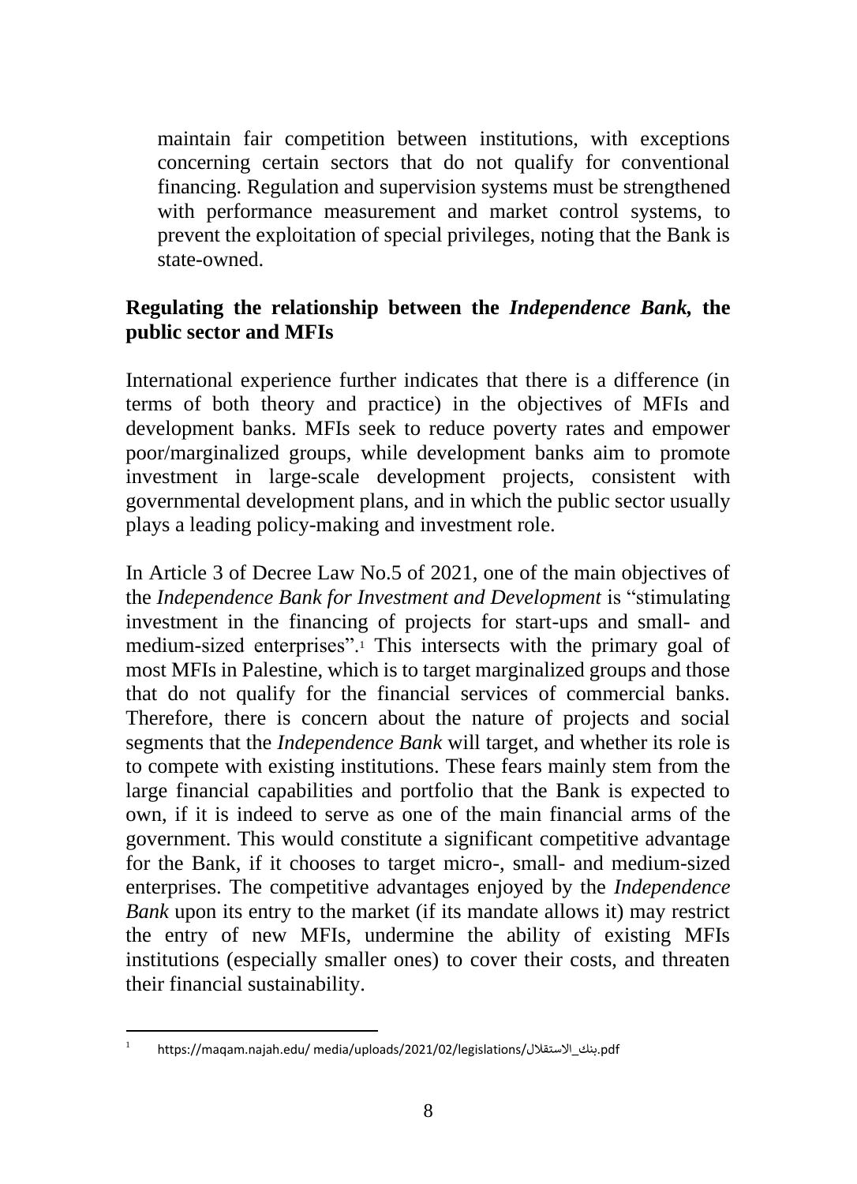maintain fair competition between institutions, with exceptions concerning certain sectors that do not qualify for conventional financing. Regulation and supervision systems must be strengthened with performance measurement and market control systems, to prevent the exploitation of special privileges, noting that the Bank is state-owned.

**Regulating the relationship between the *Independence Bank,* the public sector and MFIs**

International experience further indicates that there is a difference (in terms of both theory and practice) in the objectives of MFIs and development banks. MFIs seek to reduce poverty rates and empower poor/marginalized groups, while development banks aim to promote investment in large-scale development projects, consistent with governmental development plans, and in which the public sector usually plays a leading policy-making and investment role.

In Article 3 of Decree Law No.5 of 2021, one of the main objectives of the *Independence Bank for Investment and Development* is "stimulating investment in the financing of projects for start-ups and small- and medium-sized enterprises".[1] This intersects with the primary goal of most MFIs in Palestine, which is to target marginalized groups and those that do not qualify for the financial services of commercial banks. Therefore, there is concern about the nature of projects and social segments that the *Independence Bank* will target, and whether its role is to compete with existing institutions. These fears mainly stem from the large financial capabilities and portfolio that the Bank is expected to own, if it is indeed to serve as one of the main financial arms of the government. This would constitute a significant competitive advantage for the Bank, if it chooses to target micro-, small- and medium-sized enterprises. The competitive advantages enjoyed by the *Independence Bank* upon its entry to the market (if its mandate allows it) may restrict the entry of new MFIs, undermine the ability of existing MFIs institutions (especially smaller ones) to cover their costs, and threaten their financial sustainability.

---

[1] https://maqam.najah.edu/ media/uploads/2021/02/legislations/بنك_الاستقلال.pdf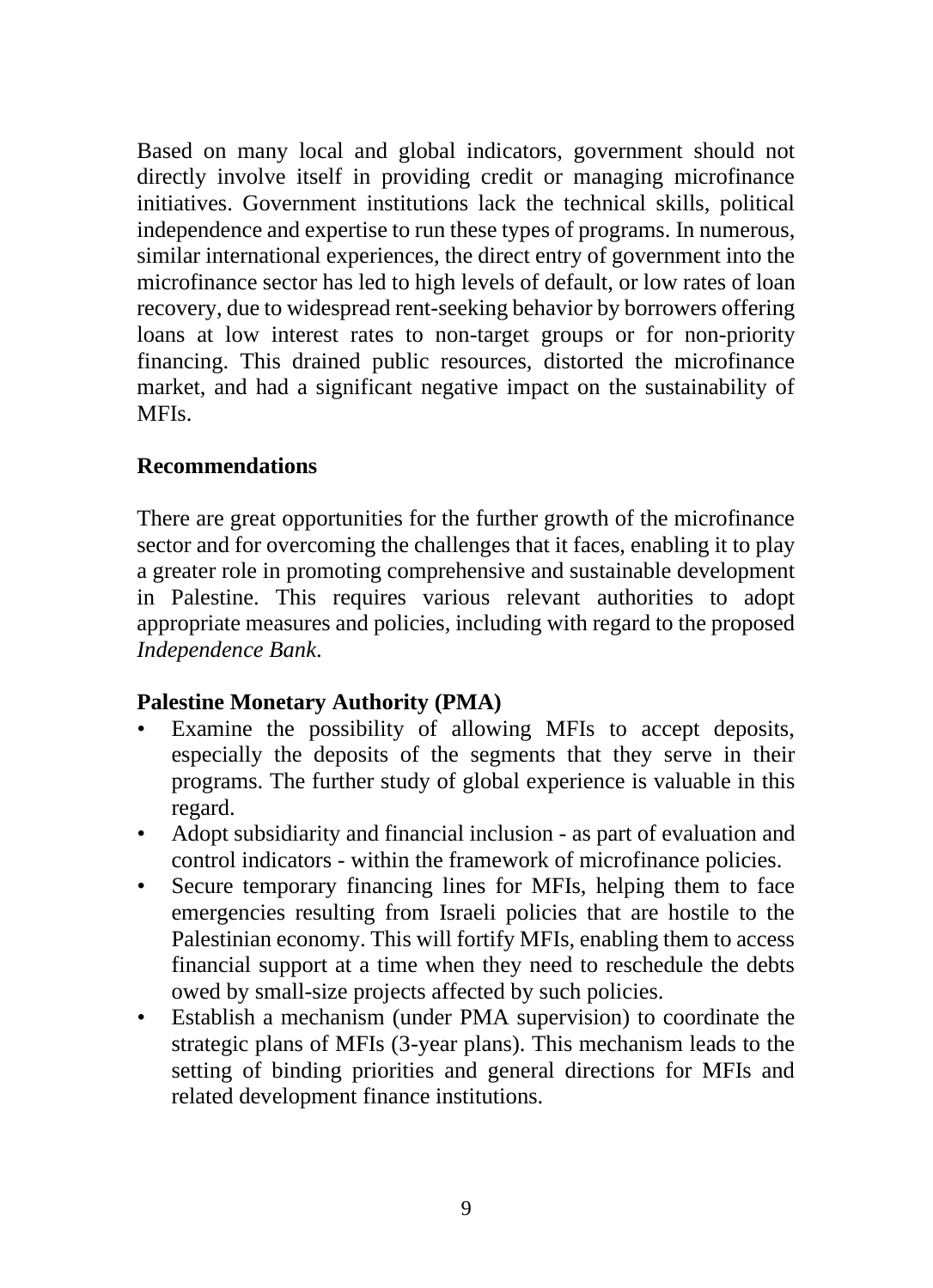Based on many local and global indicators, government should not directly involve itself in providing credit or managing microfinance initiatives. Government institutions lack the technical skills, political independence and expertise to run these types of programs. In numerous, similar international experiences, the direct entry of government into the microfinance sector has led to high levels of default, or low rates of loan recovery, due to widespread rent-seeking behavior by borrowers offering loans at low interest rates to non-target groups or for non-priority financing. This drained public resources, distorted the microfinance market, and had a significant negative impact on the sustainability of MFIs.

## Recommendations

There are great opportunities for the further growth of the microfinance sector and for overcoming the challenges that it faces, enabling it to play a greater role in promoting comprehensive and sustainable development in Palestine. This requires various relevant authorities to adopt appropriate measures and policies, including with regard to the proposed *Independence Bank*.

### Palestine Monetary Authority (PMA)

- Examine the possibility of allowing MFIs to accept deposits, especially the deposits of the segments that they serve in their programs. The further study of global experience is valuable in this regard.
- Adopt subsidiarity and financial inclusion - as part of evaluation and control indicators - within the framework of microfinance policies.
- Secure temporary financing lines for MFIs, helping them to face emergencies resulting from Israeli policies that are hostile to the Palestinian economy. This will fortify MFIs, enabling them to access financial support at a time when they need to reschedule the debts owed by small-size projects affected by such policies.
- Establish a mechanism (under PMA supervision) to coordinate the strategic plans of MFIs (3-year plans). This mechanism leads to the setting of binding priorities and general directions for MFIs and related development finance institutions.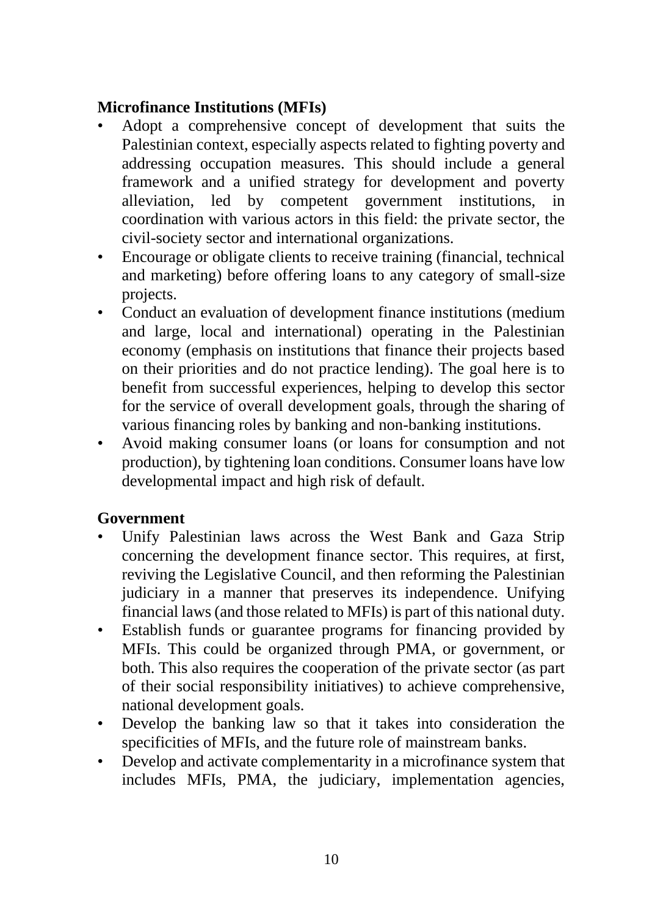**Microfinance Institutions (MFIs)**

- Adopt a comprehensive concept of development that suits the Palestinian context, especially aspects related to fighting poverty and addressing occupation measures. This should include a general framework and a unified strategy for development and poverty alleviation, led by competent government institutions, in coordination with various actors in this field: the private sector, the civil-society sector and international organizations.
- Encourage or obligate clients to receive training (financial, technical and marketing) before offering loans to any category of small-size projects.
- Conduct an evaluation of development finance institutions (medium and large, local and international) operating in the Palestinian economy (emphasis on institutions that finance their projects based on their priorities and do not practice lending). The goal here is to benefit from successful experiences, helping to develop this sector for the service of overall development goals, through the sharing of various financing roles by banking and non-banking institutions.
- Avoid making consumer loans (or loans for consumption and not production), by tightening loan conditions. Consumer loans have low developmental impact and high risk of default.

**Government**

- Unify Palestinian laws across the West Bank and Gaza Strip concerning the development finance sector. This requires, at first, reviving the Legislative Council, and then reforming the Palestinian judiciary in a manner that preserves its independence. Unifying financial laws (and those related to MFIs) is part of this national duty.
- Establish funds or guarantee programs for financing provided by MFIs. This could be organized through PMA, or government, or both. This also requires the cooperation of the private sector (as part of their social responsibility initiatives) to achieve comprehensive, national development goals.
- Develop the banking law so that it takes into consideration the specificities of MFIs, and the future role of mainstream banks.
- Develop and activate complementarity in a microfinance system that includes MFIs, PMA, the judiciary, implementation agencies,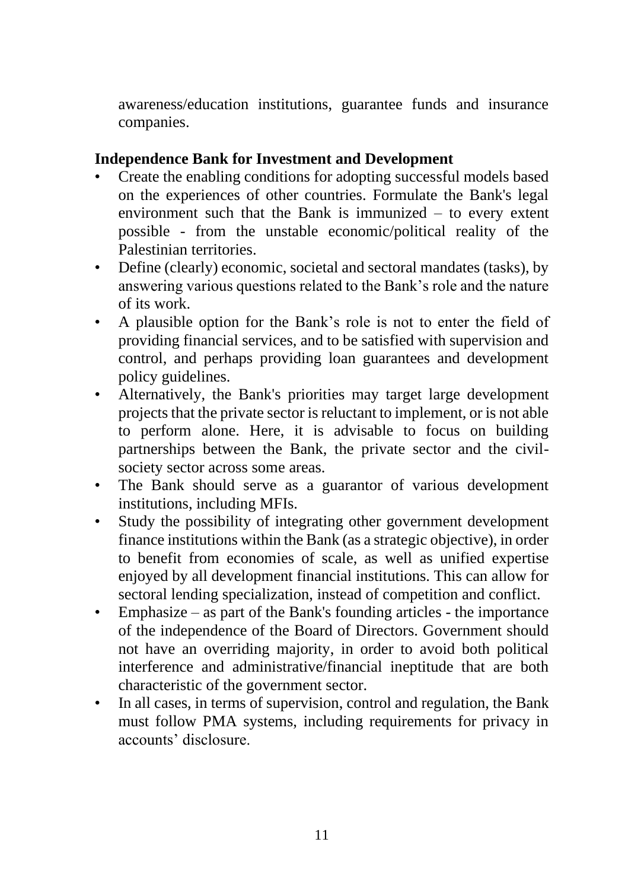awareness/education institutions, guarantee funds and insurance companies.

**Independence Bank for Investment and Development**

- Create the enabling conditions for adopting successful models based on the experiences of other countries. Formulate the Bank's legal environment such that the Bank is immunized – to every extent possible - from the unstable economic/political reality of the Palestinian territories.
- Define (clearly) economic, societal and sectoral mandates (tasks), by answering various questions related to the Bank's role and the nature of its work.
- A plausible option for the Bank's role is not to enter the field of providing financial services, and to be satisfied with supervision and control, and perhaps providing loan guarantees and development policy guidelines.
- Alternatively, the Bank's priorities may target large development projects that the private sector is reluctant to implement, or is not able to perform alone. Here, it is advisable to focus on building partnerships between the Bank, the private sector and the civil-society sector across some areas.
- The Bank should serve as a guarantor of various development institutions, including MFIs.
- Study the possibility of integrating other government development finance institutions within the Bank (as a strategic objective), in order to benefit from economies of scale, as well as unified expertise enjoyed by all development financial institutions. This can allow for sectoral lending specialization, instead of competition and conflict.
- Emphasize – as part of the Bank's founding articles - the importance of the independence of the Board of Directors. Government should not have an overriding majority, in order to avoid both political interference and administrative/financial ineptitude that are both characteristic of the government sector.
- In all cases, in terms of supervision, control and regulation, the Bank must follow PMA systems, including requirements for privacy in accounts' disclosure.